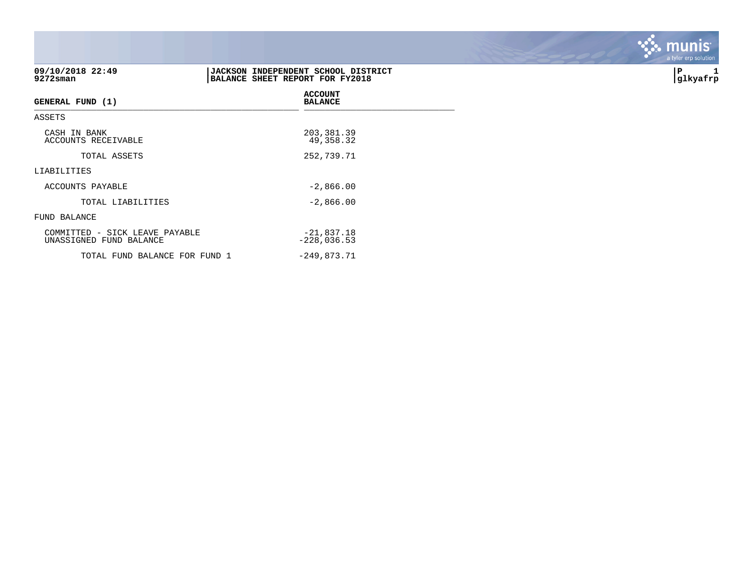**09/10/2018 22:49**
**9272sman**

**JACKSON INDEPENDENT SCHOOL DISTRICT**
**BALANCE SHEET REPORT FOR FY2018**

**P 1**
**glkyafrp**

| GENERAL FUND (1) | ACCOUNT BALANCE |
|---|---|
| ASSETS | |
| CASH IN BANK | 203,381.39 |
| ACCOUNTS RECEIVABLE | 49,358.32 |
| TOTAL ASSETS | 252,739.71 |
| LIABILITIES | |
| ACCOUNTS PAYABLE | -2,866.00 |
| TOTAL LIABILITIES | -2,866.00 |
| FUND BALANCE | |
| COMMITTED - SICK LEAVE PAYABLE | -21,837.18 |
| UNASSIGNED FUND BALANCE | -228,036.53 |
| TOTAL FUND BALANCE FOR FUND 1 | -249,873.71 |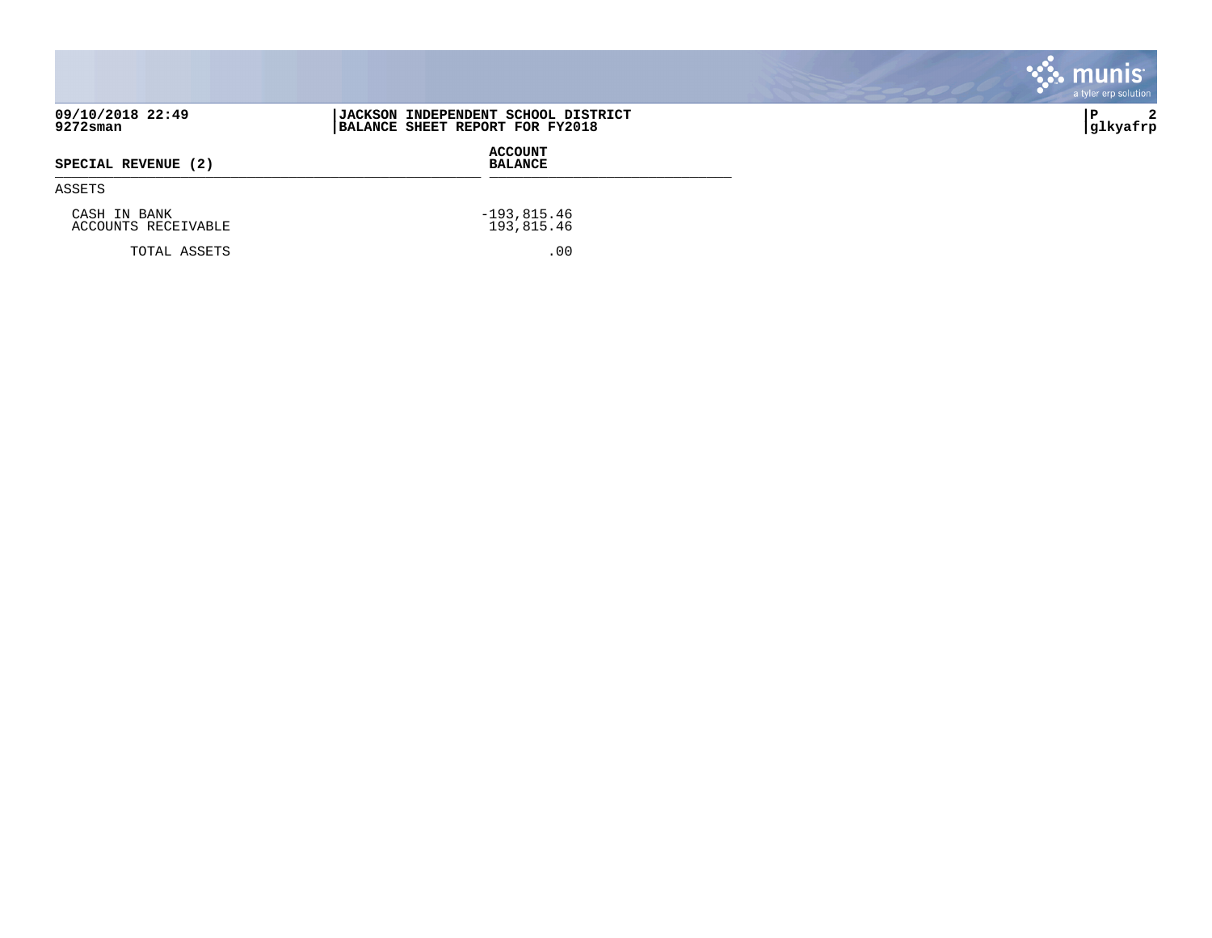| SPECIAL REVENUE (2) | ACCOUNT BALANCE |
|---|---|
| ASSETS | |
| CASH IN BANK | -193,815.46 |
| ACCOUNTS RECEIVABLE | 193,815.46 |
| TOTAL ASSETS | .00 |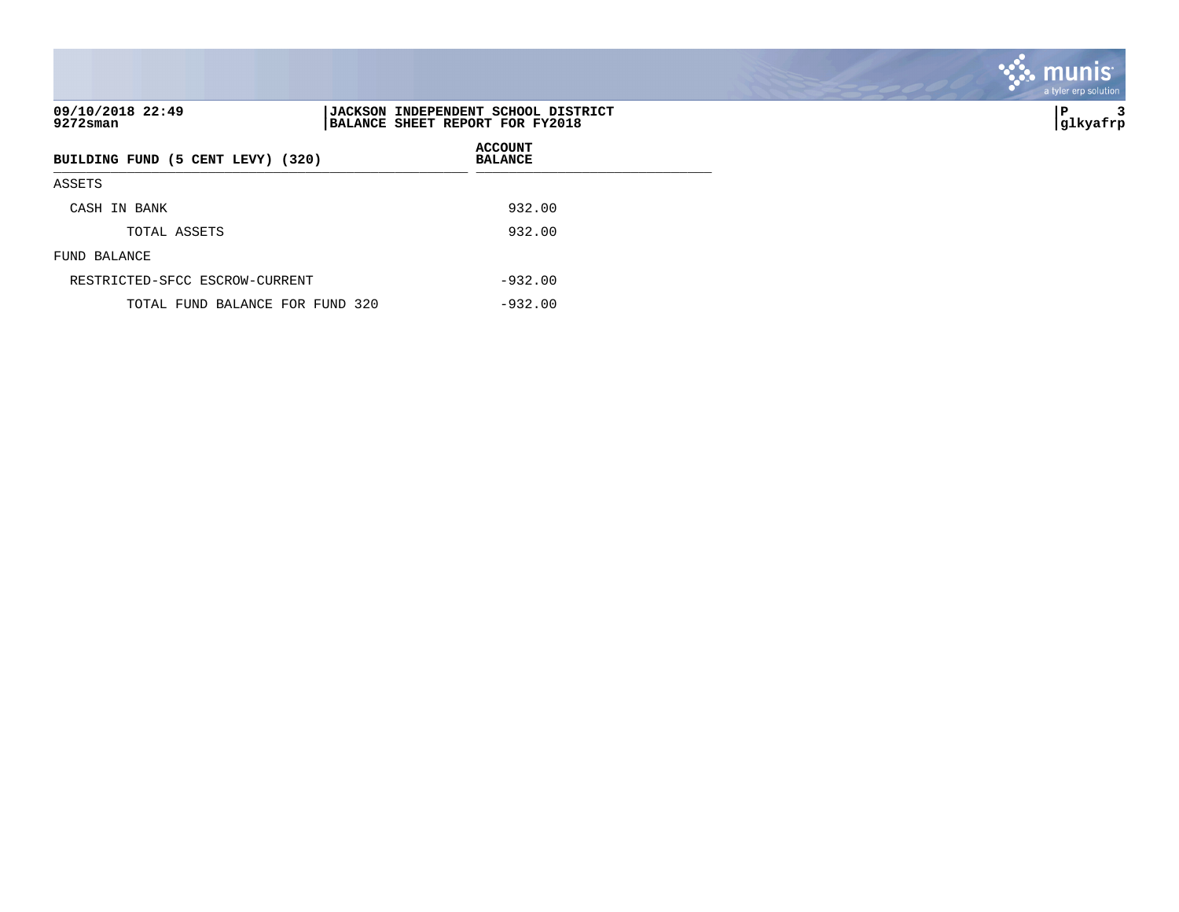09/10/2018 22:49
9272sman

JACKSON INDEPENDENT SCHOOL DISTRICT
BALANCE SHEET REPORT FOR FY2018

| BUILDING FUND (5 CENT LEVY) (320) | ACCOUNT BALANCE |
|---|---|
| ASSETS | |
| CASH IN BANK | 932.00 |
| TOTAL ASSETS | 932.00 |
| FUND BALANCE | |
| RESTRICTED-SFCC ESCROW-CURRENT | -932.00 |
| TOTAL FUND BALANCE FOR FUND 320 | -932.00 |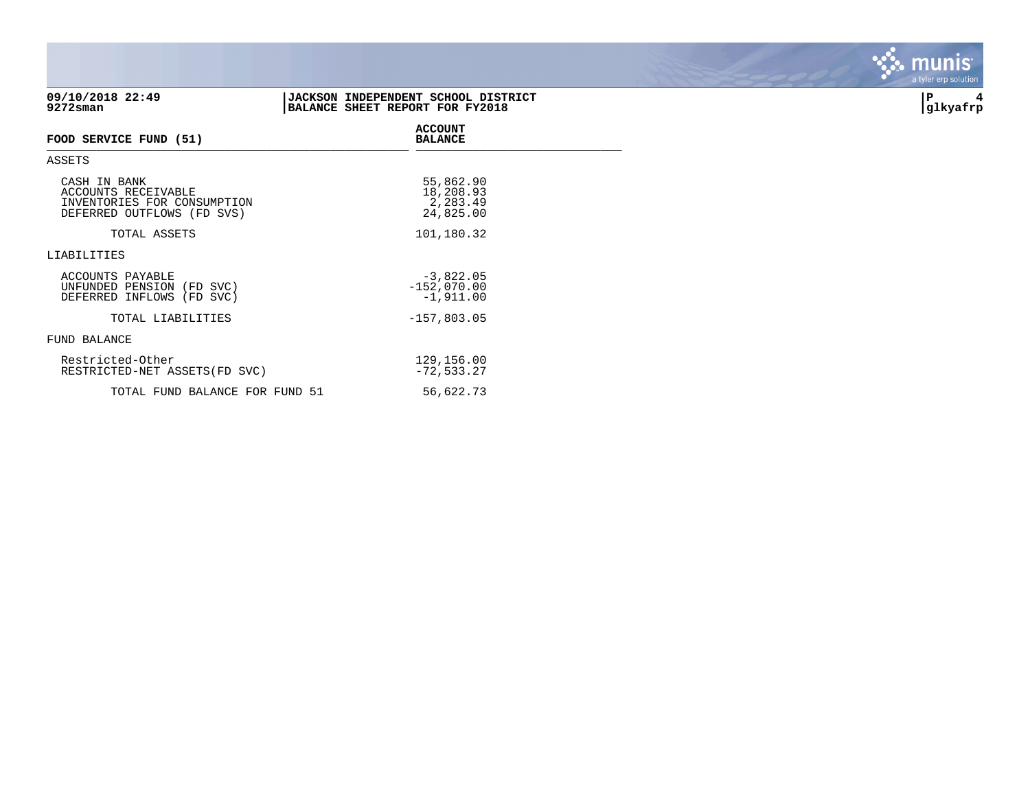09/10/2018 22:49
9272sman

**JACKSON INDEPENDENT SCHOOL DISTRICT**
**BALANCE SHEET REPORT FOR FY2018**

| FOOD SERVICE FUND (51) | ACCOUNT BALANCE |
|---|---|
| **ASSETS** | |
| CASH IN BANK | 55,862.90 |
| ACCOUNTS RECEIVABLE | 18,208.93 |
| INVENTORIES FOR CONSUMPTION | 2,283.49 |
| DEFERRED OUTFLOWS (FD SVS) | 24,825.00 |
| TOTAL ASSETS | 101,180.32 |
| **LIABILITIES** | |
| ACCOUNTS PAYABLE | -3,822.05 |
| UNFUNDED PENSION (FD SVC) | -152,070.00 |
| DEFERRED INFLOWS (FD SVC) | -1,911.00 |
| TOTAL LIABILITIES | -157,803.05 |
| **FUND BALANCE** | |
| Restricted-Other | 129,156.00 |
| RESTRICTED-NET ASSETS(FD SVC) | -72,533.27 |
| TOTAL FUND BALANCE FOR FUND 51 | 56,622.73 |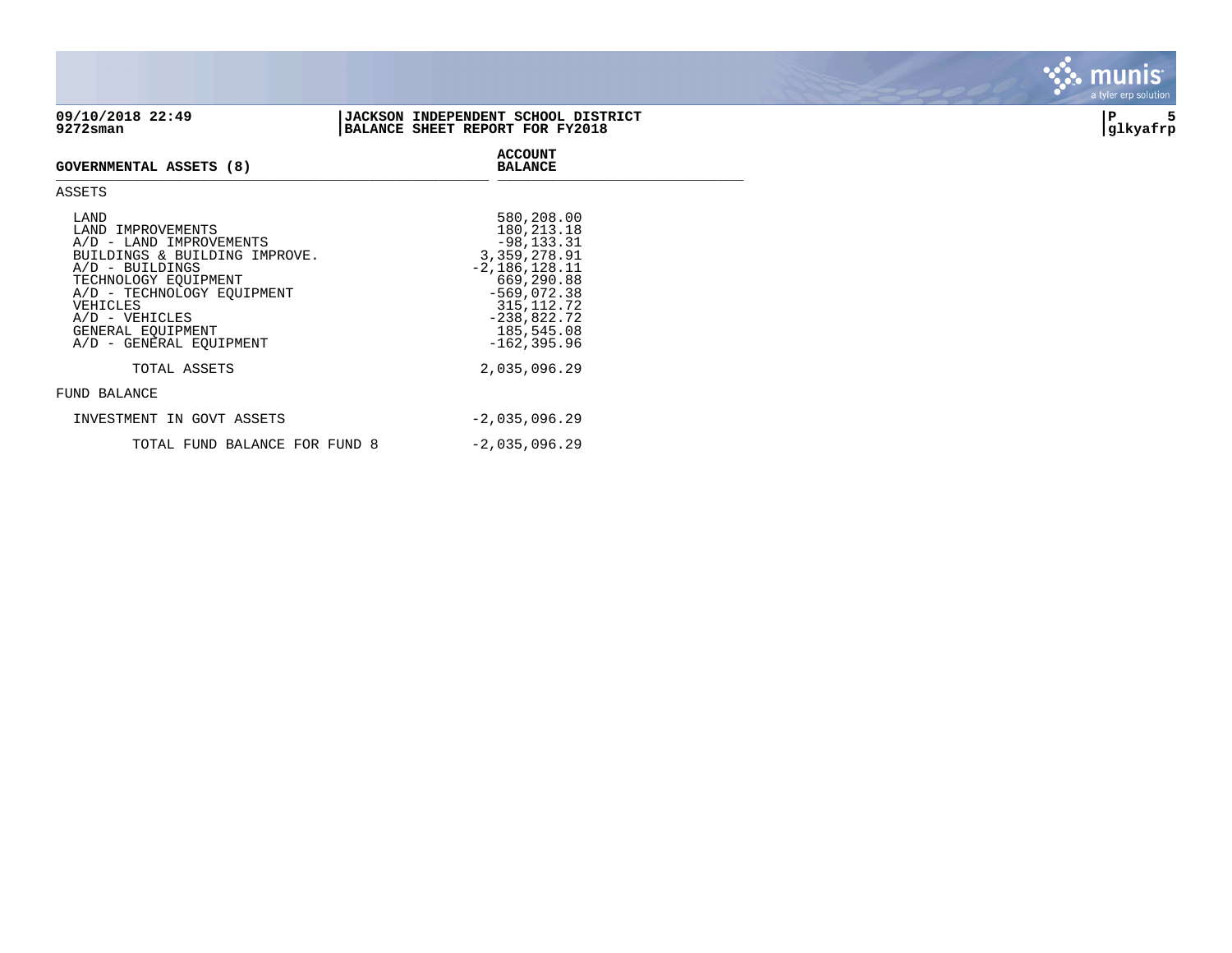**09/10/2018 22:49**
**9272sman**

**JACKSON INDEPENDENT SCHOOL DISTRICT**
**BALANCE SHEET REPORT FOR FY2018**

**P 5**
**glkyafrp**

| GOVERNMENTAL ASSETS (8) | ACCOUNT BALANCE |
|---|---|
| **ASSETS** | |
| LAND | 580,208.00 |
| LAND IMPROVEMENTS | 180,213.18 |
| A/D - LAND IMPROVEMENTS | -98,133.31 |
| BUILDINGS & BUILDING IMPROVE. | 3,359,278.91 |
| A/D - BUILDINGS | -2,186,128.11 |
| TECHNOLOGY EQUIPMENT | 669,290.88 |
| A/D - TECHNOLOGY EQUIPMENT | -569,072.38 |
| VEHICLES | 315,112.72 |
| A/D - VEHICLES | -238,822.72 |
| GENERAL EQUIPMENT | 185,545.08 |
| A/D - GENERAL EQUIPMENT | -162,395.96 |
| TOTAL ASSETS | 2,035,096.29 |
| **FUND BALANCE** | |
| INVESTMENT IN GOVT ASSETS | -2,035,096.29 |
| TOTAL FUND BALANCE FOR FUND 8 | -2,035,096.29 |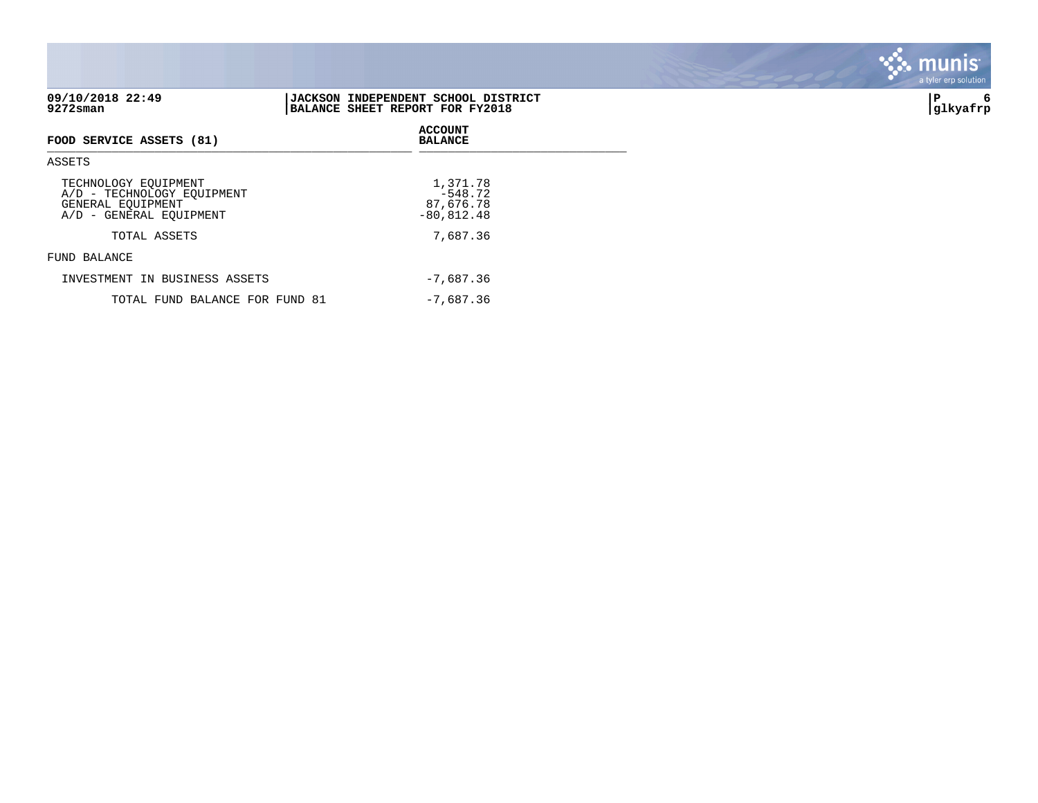09/10/2018 22:49
9272sman

**JACKSON INDEPENDENT SCHOOL DISTRICT**
**BALANCE SHEET REPORT FOR FY2018**

glkyafrp

| FOOD SERVICE ASSETS (81) | ACCOUNT BALANCE |
|---|---|
| ASSETS | |
| TECHNOLOGY EQUIPMENT | 1,371.78 |
| A/D - TECHNOLOGY EQUIPMENT | -548.72 |
| GENERAL EQUIPMENT | 87,676.78 |
| A/D - GENERAL EQUIPMENT | -80,812.48 |
| TOTAL ASSETS | 7,687.36 |
| FUND BALANCE | |
| INVESTMENT IN BUSINESS ASSETS | -7,687.36 |
| TOTAL FUND BALANCE FOR FUND 81 | -7,687.36 |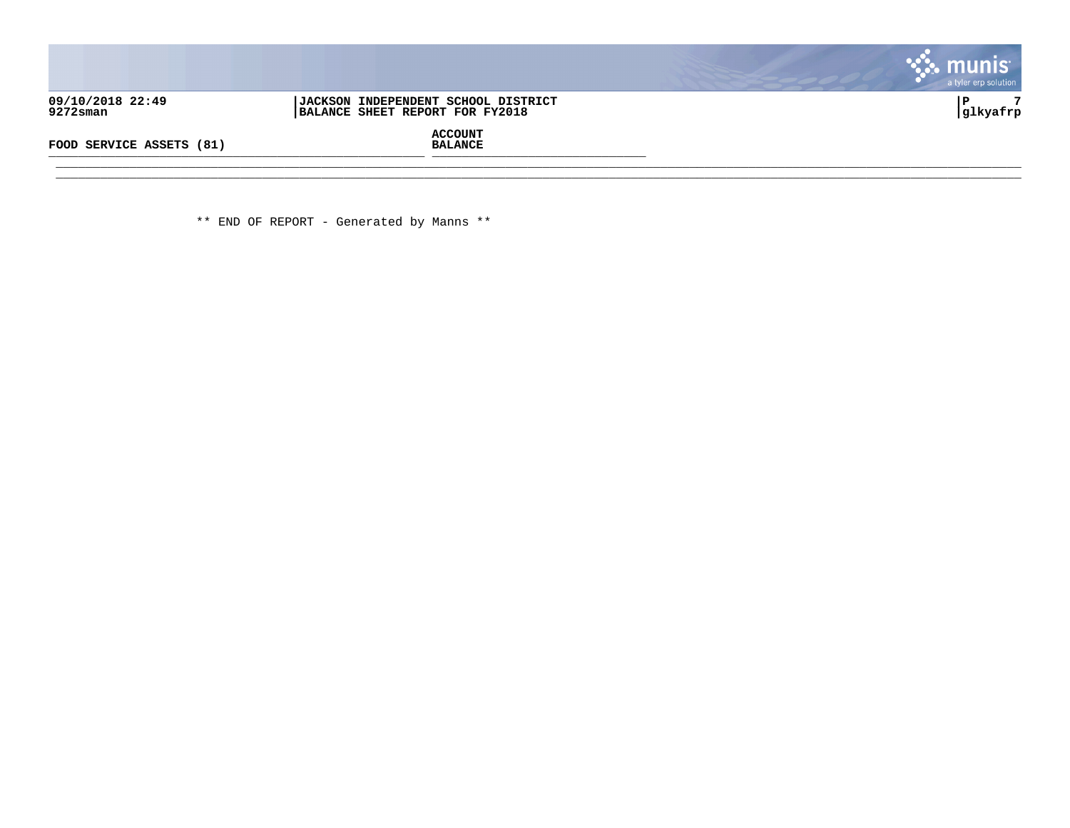| FOOD SERVICE ASSETS (81) | ACCOUNT BALANCE |
|---|---|

** END OF REPORT - Generated by Manns **